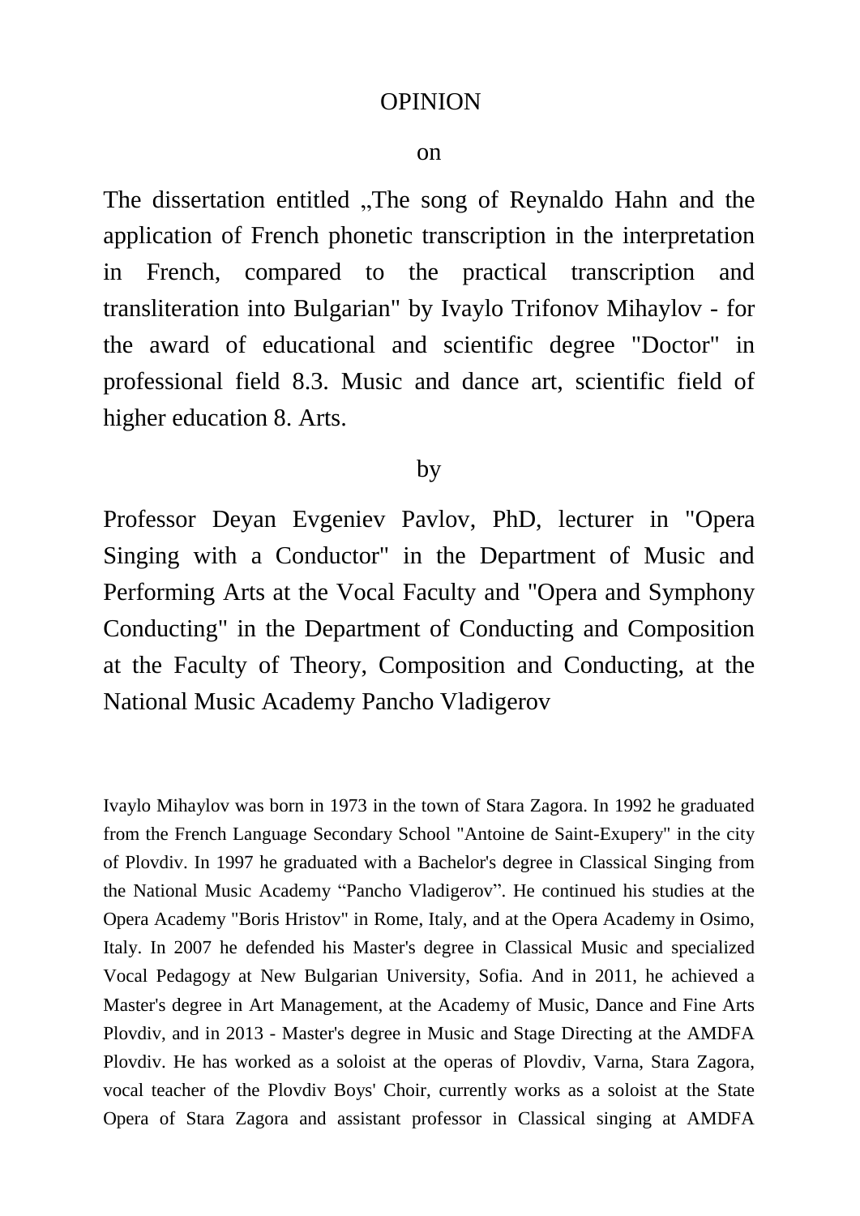# OPINION

on

The dissertation entitled „The song of Reynaldo Hahn and the application of French phonetic transcription in the interpretation in French, compared to the practical transcription and transliteration into Bulgarian" by Ivaylo Trifonov Mihaylov - for the award of educational and scientific degree "Doctor" in professional field 8.3. Music and dance art, scientific field of higher education 8. Arts.

by

Professor Deyan Evgeniev Pavlov, PhD, lecturer in "Opera Singing with a Conductor" in the Department of Music and Performing Arts at the Vocal Faculty and "Opera and Symphony Conducting" in the Department of Conducting and Composition at the Faculty of Theory, Composition and Conducting, at the National Music Academy Pancho Vladigerov

Ivaylo Mihaylov was born in 1973 in the town of Stara Zagora. In 1992 he graduated from the French Language Secondary School "Antoine de Saint-Exupery" in the city of Plovdiv. In 1997 he graduated with a Bachelor's degree in Classical Singing from the National Music Academy “Pancho Vladigerov”. He continued his studies at the Opera Academy "Boris Hristov" in Rome, Italy, and at the Opera Academy in Osimo, Italy. In 2007 he defended his Master's degree in Classical Music and specialized Vocal Pedagogy at New Bulgarian University, Sofia. And in 2011, he achieved a Master's degree in Art Management, at the Academy of Music, Dance and Fine Arts Plovdiv, and in 2013 - Master's degree in Music and Stage Directing at the AMDFA Plovdiv. He has worked as a soloist at the operas of Plovdiv, Varna, Stara Zagora, vocal teacher of the Plovdiv Boys' Choir, currently works as a soloist at the State Opera of Stara Zagora and assistant professor in Classical singing at AMDFA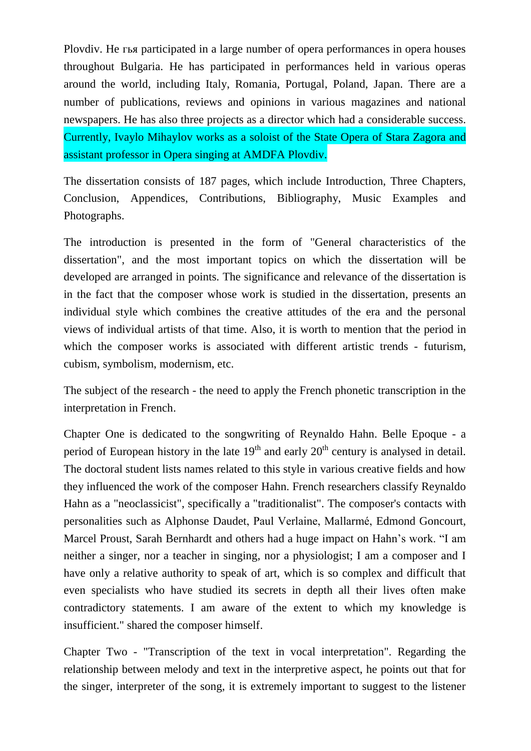Plovdiv. He гья participated in a large number of opera performances in opera houses throughout Bulgaria. He has participated in performances held in various operas around the world, including Italy, Romania, Portugal, Poland, Japan. There are a number of publications, reviews and opinions in various magazines and national newspapers. He has also three projects as a director which had a considerable success. Currently, Ivaylo Mihaylov works as a soloist of the State Opera of Stara Zagora and assistant professor in Opera singing at AMDFA Plovdiv.

The dissertation consists of 187 pages, which include Introduction, Three Chapters, Conclusion, Appendices, Contributions, Bibliography, Music Examples and Photographs.

The introduction is presented in the form of "General characteristics of the dissertation", and the most important topics on which the dissertation will be developed are arranged in points. The significance and relevance of the dissertation is in the fact that the composer whose work is studied in the dissertation, presents an individual style which combines the creative attitudes of the era and the personal views of individual artists of that time. Also, it is worth to mention that the period in which the composer works is associated with different artistic trends - futurism, cubism, symbolism, modernism, etc.

The subject of the research - the need to apply the French phonetic transcription in the interpretation in French.

Chapter One is dedicated to the songwriting of Reynaldo Hahn. Belle Epoque - a period of European history in the late 19th and early 20th century is analysed in detail. The doctoral student lists names related to this style in various creative fields and how they influenced the work of the composer Hahn. French researchers classify Reynaldo Hahn as a "neoclassicist", specifically a "traditionalist". The composer's contacts with personalities such as Alphonse Daudet, Paul Verlaine, Mallarmé, Edmond Goncourt, Marcel Proust, Sarah Bernhardt and others had a huge impact on Hahn's work. "I am neither a singer, nor a teacher in singing, nor a physiologist; I am a composer and I have only a relative authority to speak of art, which is so complex and difficult that even specialists who have studied its secrets in depth all their lives often make contradictory statements. I am aware of the extent to which my knowledge is insufficient." shared the composer himself.

Chapter Two - "Transcription of the text in vocal interpretation". Regarding the relationship between melody and text in the interpretive aspect, he points out that for the singer, interpreter of the song, it is extremely important to suggest to the listener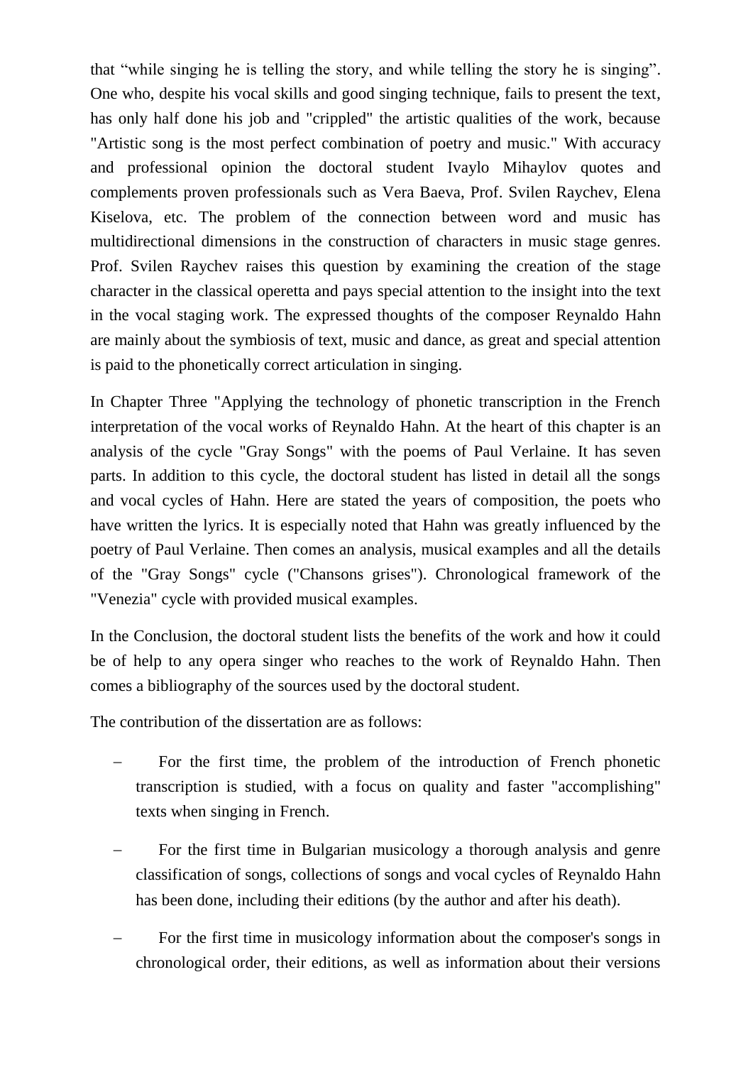that “while singing he is telling the story, and while telling the story he is singing”. One who, despite his vocal skills and good singing technique, fails to present the text, has only half done his job and "crippled" the artistic qualities of the work, because "Artistic song is the most perfect combination of poetry and music." With accuracy and professional opinion the doctoral student Ivaylo Mihaylov quotes and complements proven professionals such as Vera Baeva, Prof. Svilen Raychev, Elena Kiselova, etc. The problem of the connection between word and music has multidirectional dimensions in the construction of characters in music stage genres. Prof. Svilen Raychev raises this question by examining the creation of the stage character in the classical operetta and pays special attention to the insight into the text in the vocal staging work. The expressed thoughts of the composer Reynaldo Hahn are mainly about the symbiosis of text, music and dance, as great and special attention is paid to the phonetically correct articulation in singing.

In Chapter Three "Applying the technology of phonetic transcription in the French interpretation of the vocal works of Reynaldo Hahn. At the heart of this chapter is an analysis of the cycle "Gray Songs" with the poems of Paul Verlaine. It has seven parts. In addition to this cycle, the doctoral student has listed in detail all the songs and vocal cycles of Hahn. Here are stated the years of composition, the poets who have written the lyrics. It is especially noted that Hahn was greatly influenced by the poetry of Paul Verlaine. Then comes an analysis, musical examples and all the details of the "Gray Songs" cycle ("Chansons grises"). Chronological framework of the "Venezia" cycle with provided musical examples.

In the Conclusion, the doctoral student lists the benefits of the work and how it could be of help to any opera singer who reaches to the work of Reynaldo Hahn. Then comes a bibliography of the sources used by the doctoral student.

The contribution of the dissertation are as follows:

- For the first time, the problem of the introduction of French phonetic transcription is studied, with a focus on quality and faster "accomplishing" texts when singing in French.
- For the first time in Bulgarian musicology a thorough analysis and genre classification of songs, collections of songs and vocal cycles of Reynaldo Hahn has been done, including their editions (by the author and after his death).
- For the first time in musicology information about the composer's songs in chronological order, their editions, as well as information about their versions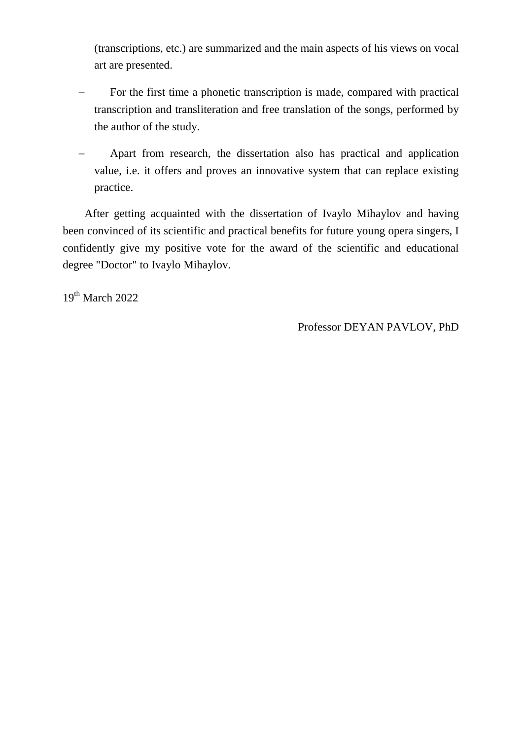(transcriptions, etc.) are summarized and the main aspects of his views on vocal art are presented.

- For the first time a phonetic transcription is made, compared with practical transcription and transliteration and free translation of the songs, performed by the author of the study.
- Apart from research, the dissertation also has practical and application value, i.e. it offers and proves an innovative system that can replace existing practice.

After getting acquainted with the dissertation of Ivaylo Mihaylov and having been convinced of its scientific and practical benefits for future young opera singers, I confidently give my positive vote for the award of the scientific and educational degree "Doctor" to Ivaylo Mihaylov.

19th March 2022

Professor DEYAN PAVLOV, PhD